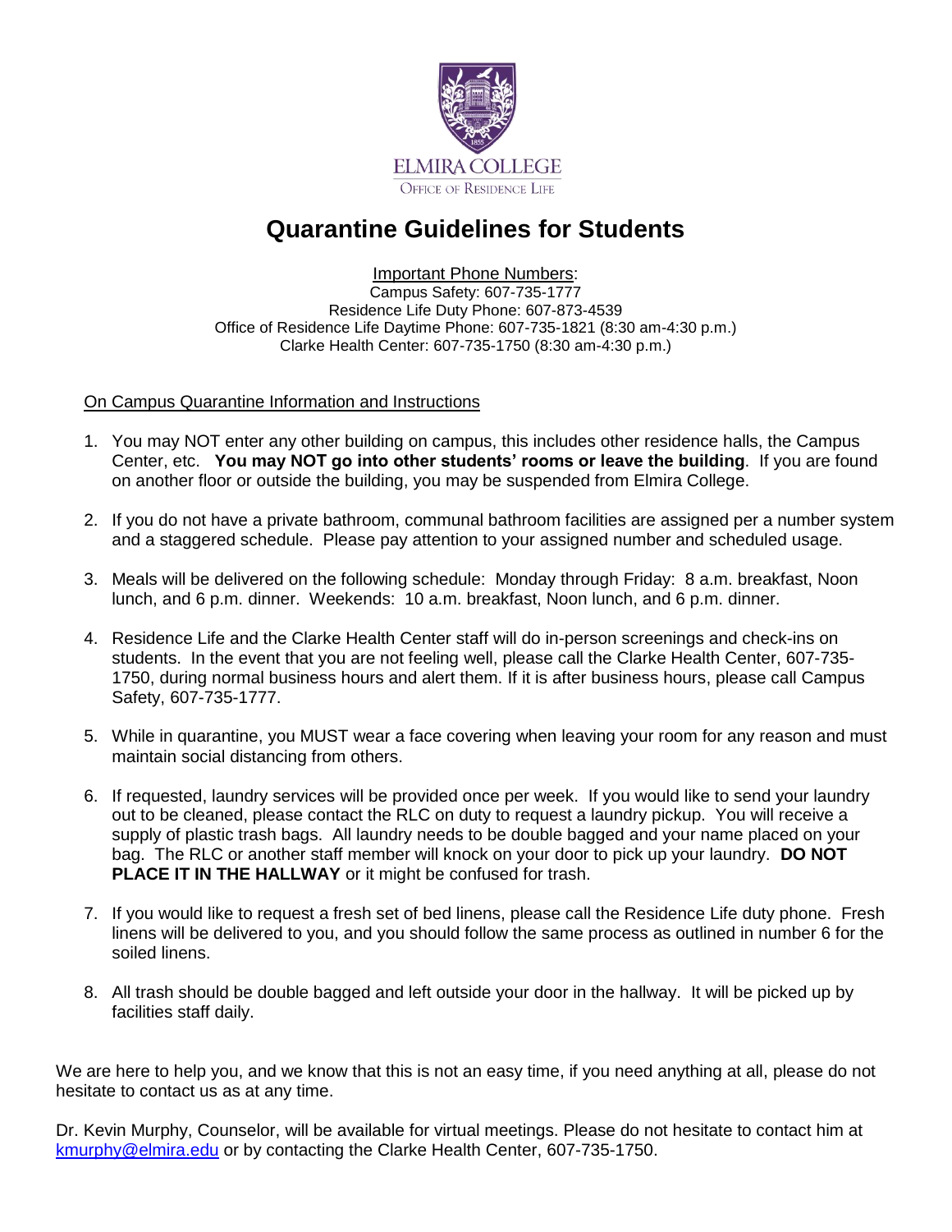ELMIRA COLLEGE

Office of Residence Life

# Quarantine Guidelines for Students

Important Phone Numbers:
Campus Safety: 607-735-1777
Residence Life Duty Phone: 607-873-4539
Office of Residence Life Daytime Phone: 607-735-1821 (8:30 am-4:30 p.m.)
Clarke Health Center: 607-735-1750 (8:30 am-4:30 p.m.)

## On Campus Quarantine Information and Instructions

1. You may NOT enter any other building on campus, this includes other residence halls, the Campus Center, etc. **You may NOT go into other students' rooms or leave the building**. If you are found on another floor or outside the building, you may be suspended from Elmira College.

2. If you do not have a private bathroom, communal bathroom facilities are assigned per a number system and a staggered schedule. Please pay attention to your assigned number and scheduled usage.

3. Meals will be delivered on the following schedule: Monday through Friday: 8 a.m. breakfast, Noon lunch, and 6 p.m. dinner. Weekends: 10 a.m. breakfast, Noon lunch, and 6 p.m. dinner.

4. Residence Life and the Clarke Health Center staff will do in-person screenings and check-ins on students. In the event that you are not feeling well, please call the Clarke Health Center, 607-735-1750, during normal business hours and alert them. If it is after business hours, please call Campus Safety, 607-735-1777.

5. While in quarantine, you MUST wear a face covering when leaving your room for any reason and must maintain social distancing from others.

6. If requested, laundry services will be provided once per week. If you would like to send your laundry out to be cleaned, please contact the RLC on duty to request a laundry pickup. You will receive a supply of plastic trash bags. All laundry needs to be double bagged and your name placed on your bag. The RLC or another staff member will knock on your door to pick up your laundry. **DO NOT PLACE IT IN THE HALLWAY** or it might be confused for trash.

7. If you would like to request a fresh set of bed linens, please call the Residence Life duty phone. Fresh linens will be delivered to you, and you should follow the same process as outlined in number 6 for the soiled linens.

8. All trash should be double bagged and left outside your door in the hallway. It will be picked up by facilities staff daily.

We are here to help you, and we know that this is not an easy time, if you need anything at all, please do not hesitate to contact us as at any time.

Dr. Kevin Murphy, Counselor, will be available for virtual meetings. Please do not hesitate to contact him at kmurphy@elmira.edu or by contacting the Clarke Health Center, 607-735-1750.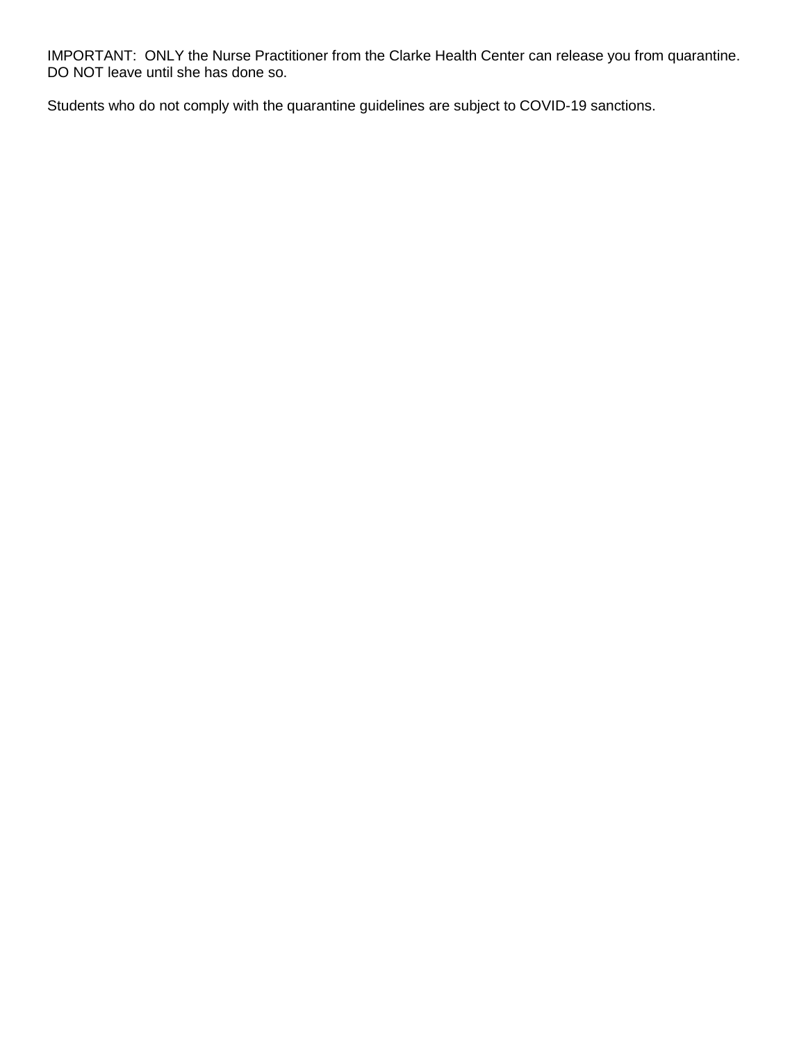IMPORTANT: ONLY the Nurse Practitioner from the Clarke Health Center can release you from quarantine. DO NOT leave until she has done so.

Students who do not comply with the quarantine guidelines are subject to COVID-19 sanctions.